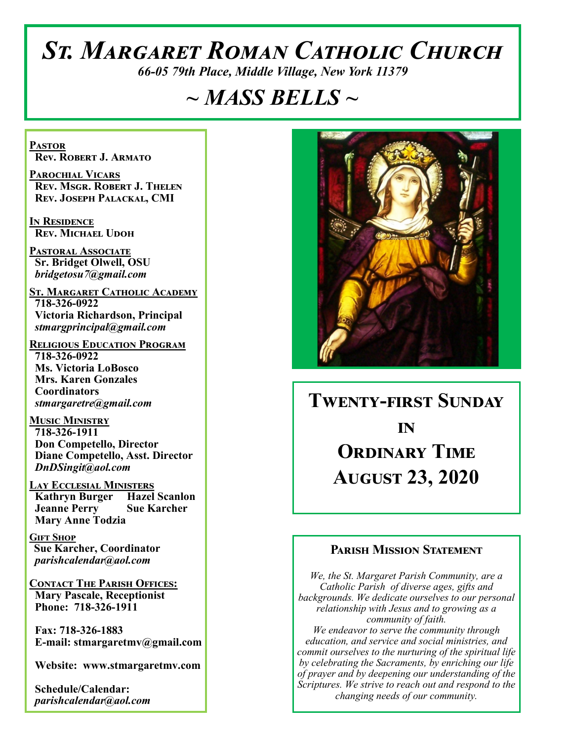# St. Margaret Roman Catholic Church

*66-05 79th Place, Middle Village, New York 11379*

# ~ MASS BELLS ~

**Pastor**
Rev. Robert J. Armato

**Parochial Vicars**
Rev. Msgr. Robert J. Thelen
Rev. Joseph Palackal, CMI

**In Residence**
Rev. Michael Udoh

**Pastoral Associate**
Sr. Bridget Olwell, OSU
*bridgetosu7@gmail.com*

**St. Margaret Catholic Academy**
718-326-0922
Victoria Richardson, Principal
*stmargprincipal@gmail.com*

**Religious Education Program**
718-326-0922
Ms. Victoria LoBosco
Mrs. Karen Gonzales
Coordinators
*stmargaretre@gmail.com*

**Music Ministry**
718-326-1911
Don Competello, Director
Diane Competello, Asst. Director
*DnDSingit@aol.com*

**Lay Ecclesial Ministers**
Kathryn Burger
Hazel Scanlon
Jeanne Perry
Sue Karcher
Mary Anne Todzia

**Gift Shop**
Sue Karcher, Coordinator
*parishcalendar@aol.com*

**Contact The Parish Offices:**
Mary Pascale, Receptionist
Phone: 718-326-1911

Fax: 718-326-1883
E-mail: stmargaretmv@gmail.com

Website: www.stmargaretmv.com

Schedule/Calendar:
*parishcalendar@aol.com*

## Twenty-first Sunday in Ordinary Time
## August 23, 2020

### Parish Mission Statement

*We, the St. Margaret Parish Community, are a Catholic Parish of diverse ages, gifts and backgrounds. We dedicate ourselves to our personal relationship with Jesus and to growing as a community of faith.*
*We endeavor to serve the community through education, and service and social ministries, and commit ourselves to the nurturing of the spiritual life by celebrating the Sacraments, by enriching our life of prayer and by deepening our understanding of the Scriptures. We strive to reach out and respond to the changing needs of our community.*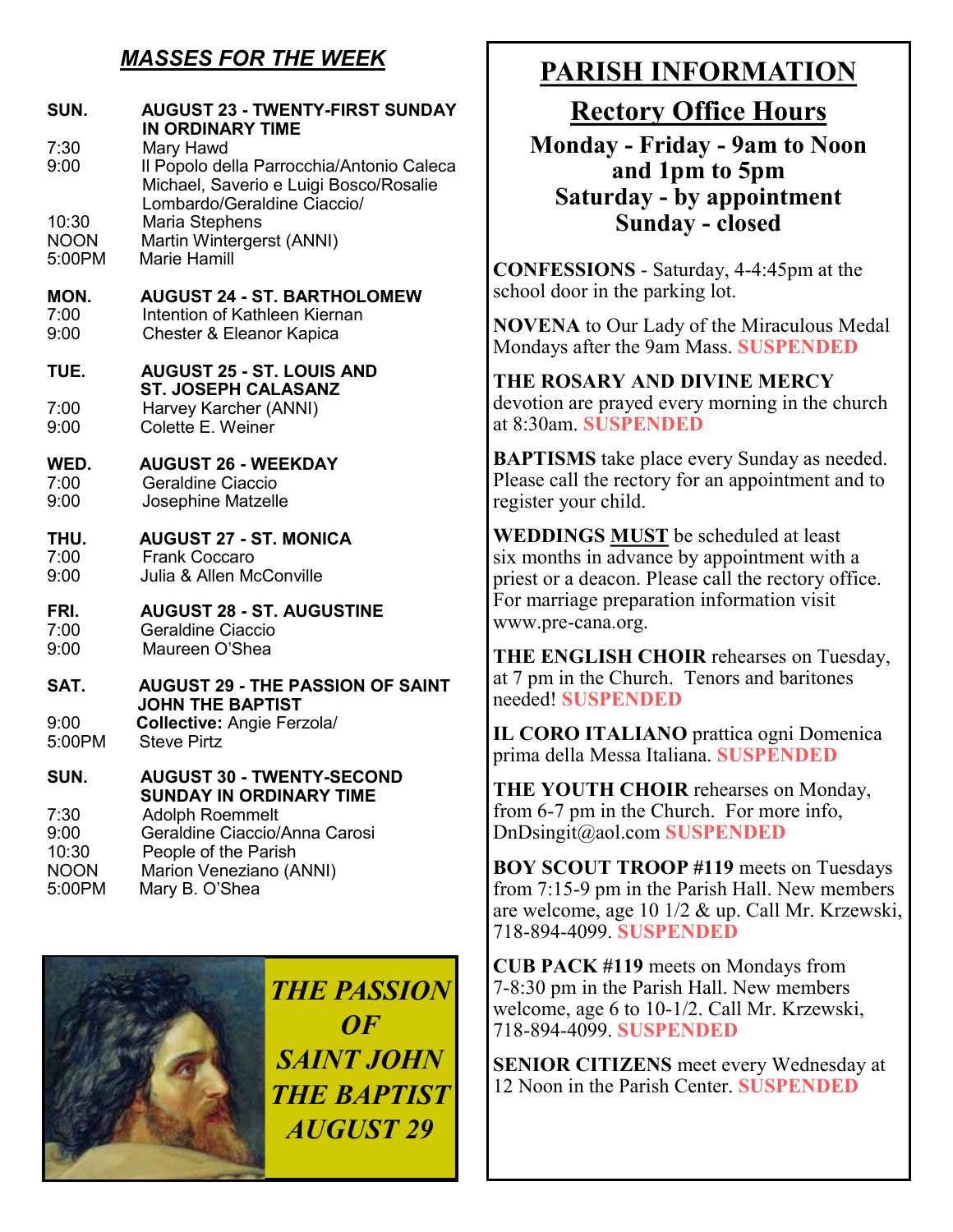## *MASSES FOR THE WEEK*

**SUN. AUGUST 23 - TWENTY-FIRST SUNDAY IN ORDINARY TIME**

- 7:30 Mary Hawd
- 9:00 Il Popolo della Parrocchia/Antonio Caleca Michael, Saverio e Luigi Bosco/Rosalie Lombardo/Geraldine Ciaccio/
- 10:30 Maria Stephens
- NOON Martin Wintergerst (ANNI)
- 5:00PM Marie Hamill

**MON. AUGUST 24 - ST. BARTHOLOMEW**

- 7:00 Intention of Kathleen Kiernan
- 9:00 Chester & Eleanor Kapica

**TUE. AUGUST 25 - ST. LOUIS AND ST. JOSEPH CALASANZ**

- 7:00 Harvey Karcher (ANNI)
- 9:00 Colette E. Weiner

**WED. AUGUST 26 - WEEKDAY**

- 7:00 Geraldine Ciaccio
- 9:00 Josephine Matzelle

**THU. AUGUST 27 - ST. MONICA**

- 7:00 Frank Coccaro
- 9:00 Julia & Allen McConville

**FRI. AUGUST 28 - ST. AUGUSTINE**

- 7:00 Geraldine Ciaccio
- 9:00 Maureen O'Shea

**SAT. AUGUST 29 - THE PASSION OF SAINT JOHN THE BAPTIST**

- 9:00 **Collective:** Angie Ferzola/
- 5:00PM Steve Pirtz

**SUN. AUGUST 30 - TWENTY-SECOND SUNDAY IN ORDINARY TIME**

- 7:30 Adolph Roemmelt
- 9:00 Geraldine Ciaccio/Anna Carosi
- 10:30 People of the Parish
- NOON Marion Veneziano (ANNI)
- 5:00PM Mary B. O'Shea

***THE PASSION OF SAINT JOHN THE BAPTIST AUGUST 29***

# PARISH INFORMATION

## Rectory Office Hours

**Monday - Friday - 9am to Noon and 1pm to 5pm**
**Saturday - by appointment**
**Sunday - closed**

**CONFESSIONS** - Saturday, 4-4:45pm at the school door in the parking lot.

**NOVENA** to Our Lady of the Miraculous Medal Mondays after the 9am Mass. **SUSPENDED**

**THE ROSARY AND DIVINE MERCY** devotion are prayed every morning in the church at 8:30am. **SUSPENDED**

**BAPTISMS** take place every Sunday as needed. Please call the rectory for an appointment and to register your child.

**WEDDINGS MUST** be scheduled at least six months in advance by appointment with a priest or a deacon. Please call the rectory office. For marriage preparation information visit www.pre-cana.org.

**THE ENGLISH CHOIR** rehearses on Tuesday, at 7 pm in the Church. Tenors and baritones needed! **SUSPENDED**

**IL CORO ITALIANO** prattica ogni Domenica prima della Messa Italiana. **SUSPENDED**

**THE YOUTH CHOIR** rehearses on Monday, from 6-7 pm in the Church. For more info, DnDsingit@aol.com **SUSPENDED**

**BOY SCOUT TROOP #119** meets on Tuesdays from 7:15-9 pm in the Parish Hall. New members are welcome, age 10 1/2 & up. Call Mr. Krzewski, 718-894-4099. **SUSPENDED**

**CUB PACK #119** meets on Mondays from 7-8:30 pm in the Parish Hall. New members welcome, age 6 to 10-1/2. Call Mr. Krzewski, 718-894-4099. **SUSPENDED**

**SENIOR CITIZENS** meet every Wednesday at 12 Noon in the Parish Center. **SUSPENDED**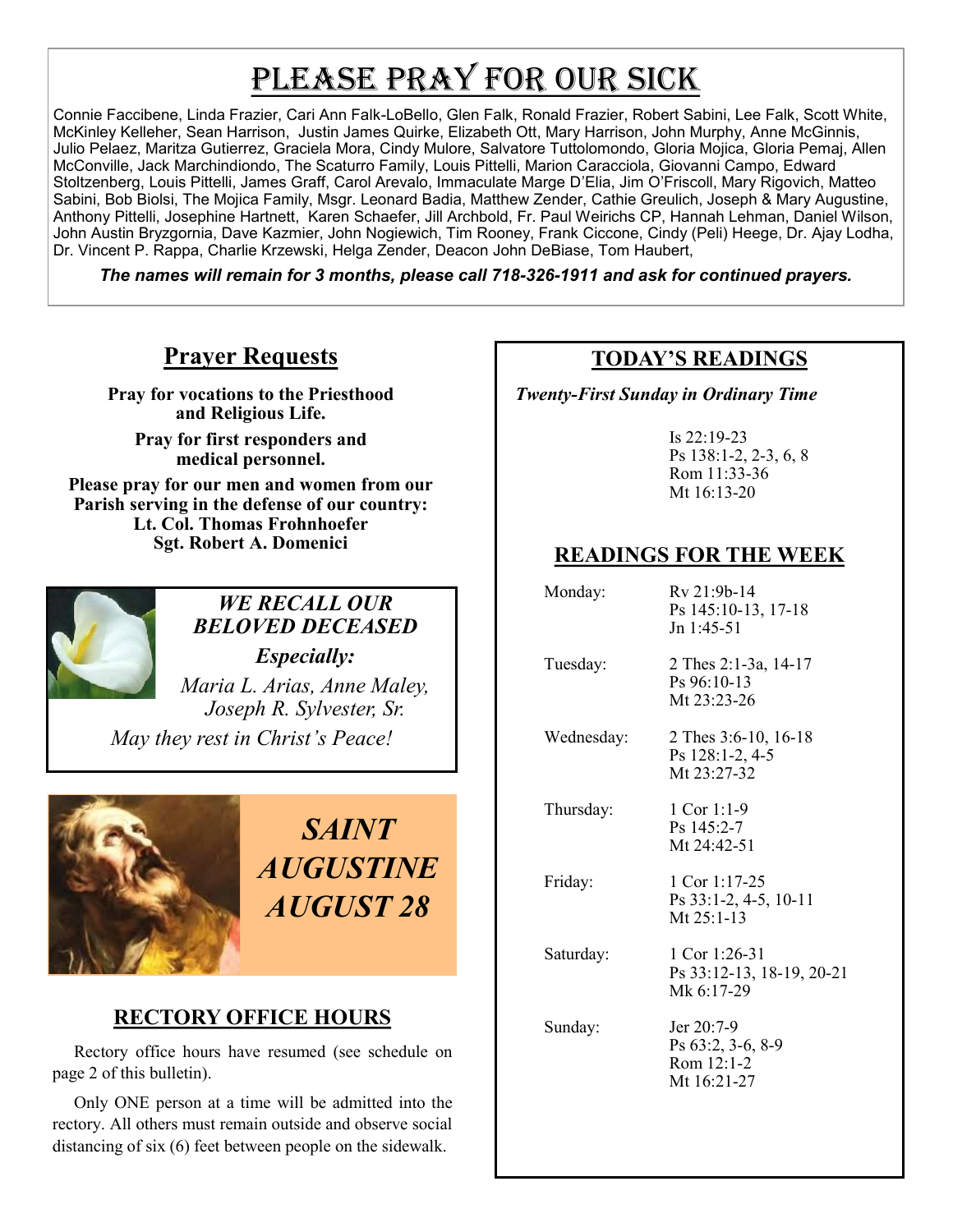# PLEASE PRAY FOR OUR SICK

Connie Faccibene, Linda Frazier, Cari Ann Falk-LoBello, Glen Falk, Ronald Frazier, Robert Sabini, Lee Falk, Scott White, McKinley Kelleher, Sean Harrison, Justin James Quirke, Elizabeth Ott, Mary Harrison, John Murphy, Anne McGinnis, Julio Pelaez, Maritza Gutierrez, Graciela Mora, Cindy Mulore, Salvatore Tuttolomondo, Gloria Mojica, Gloria Pemaj, Allen McConville, Jack Marchindiondo, The Scaturro Family, Louis Pittelli, Marion Caracciola, Giovanni Campo, Edward Stoltzenberg, Louis Pittelli, James Graff, Carol Arevalo, Immaculate Marge D'Elia, Jim O'Friscoll, Mary Rigovich, Matteo Sabini, Bob Biolsi, The Mojica Family, Msgr. Leonard Badia, Matthew Zender, Cathie Greulich, Joseph & Mary Augustine, Anthony Pittelli, Josephine Hartnett, Karen Schaefer, Jill Archbold, Fr. Paul Weirichs CP, Hannah Lehman, Daniel Wilson, John Austin Bryzgornia, Dave Kazmier, John Nogiewich, Tim Rooney, Frank Ciccone, Cindy (Peli) Heege, Dr. Ajay Lodha, Dr. Vincent P. Rappa, Charlie Krzewski, Helga Zender, Deacon John DeBiase, Tom Haubert,

***The names will remain for 3 months, please call 718-326-1911 and ask for continued prayers.***

## Prayer Requests

**Pray for vocations to the Priesthood and Religious Life.**

**Pray for first responders and medical personnel.**

**Please pray for our men and women from our Parish serving in the defense of our country: Lt. Col. Thomas Frohnhoefer Sgt. Robert A. Domenici**

***WE RECALL OUR BELOVED DECEASED***

***Especially:***

*Maria L. Arias, Anne Maley, Joseph R. Sylvester, Sr.*

*May they rest in Christ's Peace!*

***SAINT AUGUSTINE AUGUST 28***

## RECTORY OFFICE HOURS

Rectory office hours have resumed (see schedule on page 2 of this bulletin).

Only ONE person at a time will be admitted into the rectory. All others must remain outside and observe social distancing of six (6) feet between people on the sidewalk.

## TODAY'S READINGS

***Twenty-First Sunday in Ordinary Time***

Is 22:19-23
Ps 138:1-2, 2-3, 6, 8
Rom 11:33-36
Mt 16:13-20

## READINGS FOR THE WEEK

| | |
|---|---|
| Monday: | Rv 21:9b-14<br>Ps 145:10-13, 17-18<br>Jn 1:45-51 |
| Tuesday: | 2 Thes 2:1-3a, 14-17<br>Ps 96:10-13<br>Mt 23:23-26 |
| Wednesday: | 2 Thes 3:6-10, 16-18<br>Ps 128:1-2, 4-5<br>Mt 23:27-32 |
| Thursday: | 1 Cor 1:1-9<br>Ps 145:2-7<br>Mt 24:42-51 |
| Friday: | 1 Cor 1:17-25<br>Ps 33:1-2, 4-5, 10-11<br>Mt 25:1-13 |
| Saturday: | 1 Cor 1:26-31<br>Ps 33:12-13, 18-19, 20-21<br>Mk 6:17-29 |
| Sunday: | Jer 20:7-9<br>Ps 63:2, 3-6, 8-9<br>Rom 12:1-2<br>Mt 16:21-27 |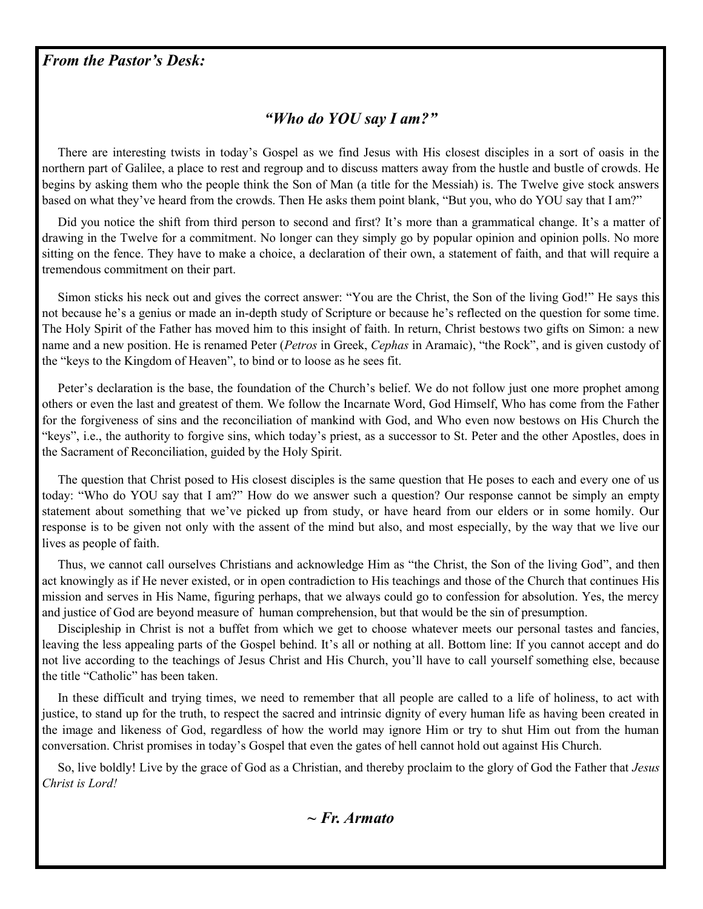***From the Pastor's Desk:***

## *"Who do YOU say I am?"*

There are interesting twists in today's Gospel as we find Jesus with His closest disciples in a sort of oasis in the northern part of Galilee, a place to rest and regroup and to discuss matters away from the hustle and bustle of crowds. He begins by asking them who the people think the Son of Man (a title for the Messiah) is. The Twelve give stock answers based on what they've heard from the crowds. Then He asks them point blank, "But you, who do YOU say that I am?"

Did you notice the shift from third person to second and first? It's more than a grammatical change. It's a matter of drawing in the Twelve for a commitment. No longer can they simply go by popular opinion and opinion polls. No more sitting on the fence. They have to make a choice, a declaration of their own, a statement of faith, and that will require a tremendous commitment on their part.

Simon sticks his neck out and gives the correct answer: "You are the Christ, the Son of the living God!" He says this not because he's a genius or made an in-depth study of Scripture or because he's reflected on the question for some time. The Holy Spirit of the Father has moved him to this insight of faith. In return, Christ bestows two gifts on Simon: a new name and a new position. He is renamed Peter (*Petros* in Greek, *Cephas* in Aramaic), "the Rock", and is given custody of the "keys to the Kingdom of Heaven", to bind or to loose as he sees fit.

Peter's declaration is the base, the foundation of the Church's belief. We do not follow just one more prophet among others or even the last and greatest of them. We follow the Incarnate Word, God Himself, Who has come from the Father for the forgiveness of sins and the reconciliation of mankind with God, and Who even now bestows on His Church the "keys", i.e., the authority to forgive sins, which today's priest, as a successor to St. Peter and the other Apostles, does in the Sacrament of Reconciliation, guided by the Holy Spirit.

The question that Christ posed to His closest disciples is the same question that He poses to each and every one of us today: "Who do YOU say that I am?" How do we answer such a question? Our response cannot be simply an empty statement about something that we've picked up from study, or have heard from our elders or in some homily. Our response is to be given not only with the assent of the mind but also, and most especially, by the way that we live our lives as people of faith.

Thus, we cannot call ourselves Christians and acknowledge Him as "the Christ, the Son of the living God", and then act knowingly as if He never existed, or in open contradiction to His teachings and those of the Church that continues His mission and serves in His Name, figuring perhaps, that we always could go to confession for absolution. Yes, the mercy and justice of God are beyond measure of human comprehension, but that would be the sin of presumption.

Discipleship in Christ is not a buffet from which we get to choose whatever meets our personal tastes and fancies, leaving the less appealing parts of the Gospel behind. It's all or nothing at all. Bottom line: If you cannot accept and do not live according to the teachings of Jesus Christ and His Church, you'll have to call yourself something else, because the title "Catholic" has been taken.

In these difficult and trying times, we need to remember that all people are called to a life of holiness, to act with justice, to stand up for the truth, to respect the sacred and intrinsic dignity of every human life as having been created in the image and likeness of God, regardless of how the world may ignore Him or try to shut Him out from the human conversation. Christ promises in today's Gospel that even the gates of hell cannot hold out against His Church.

So, live boldly! Live by the grace of God as a Christian, and thereby proclaim to the glory of God the Father that *Jesus Christ is Lord!*

***~ Fr. Armato***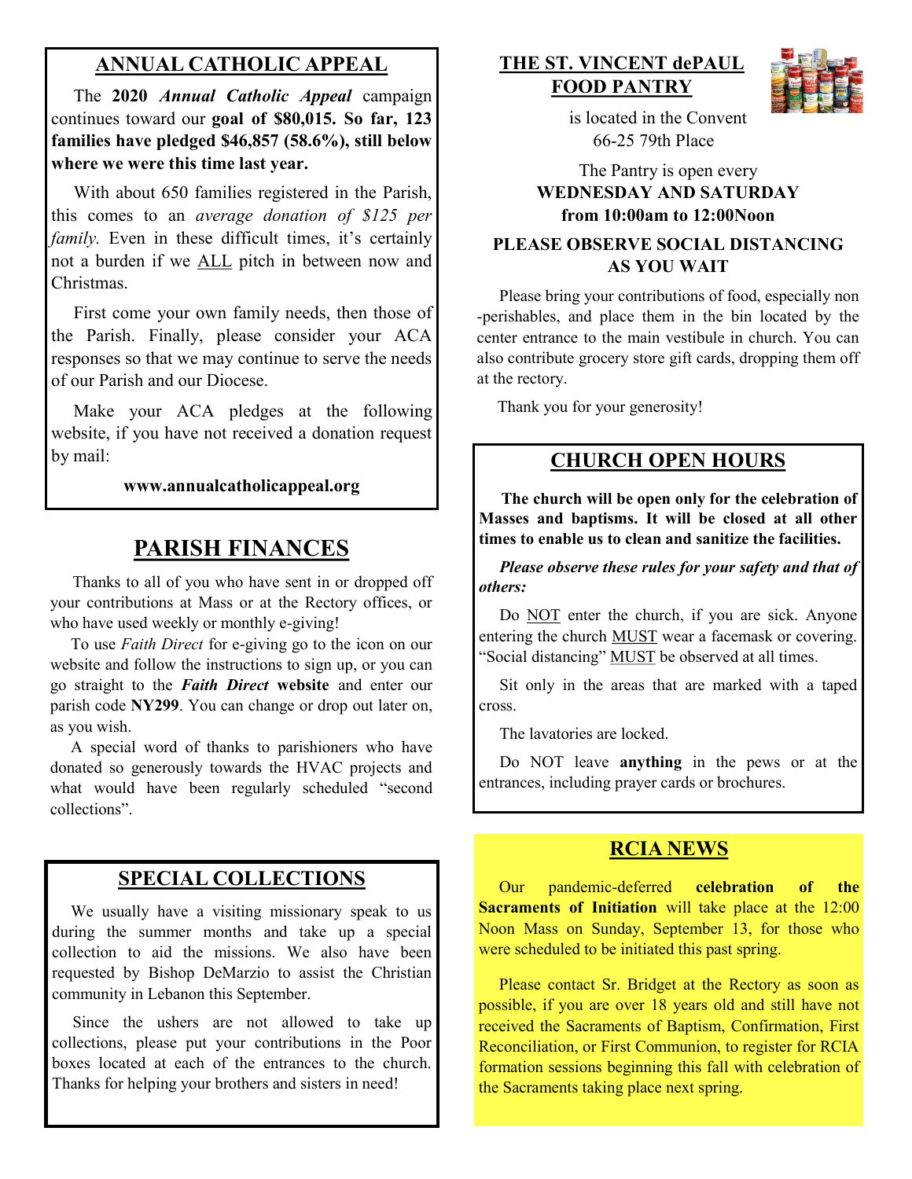## ANNUAL CATHOLIC APPEAL

The **2020** ***Annual Catholic Appeal*** campaign continues toward our **goal of $80,015. So far, 123 families have pledged $46,857 (58.6%), still below where we were this time last year.**

With about 650 families registered in the Parish, this comes to an *average donation of $125 per family.* Even in these difficult times, it's certainly not a burden if we ALL pitch in between now and Christmas.

First come your own family needs, then those of the Parish. Finally, please consider your ACA responses so that we may continue to serve the needs of our Parish and our Diocese.

Make your ACA pledges at the following website, if you have not received a donation request by mail:

**www.annualcatholicappeal.org**

## PARISH FINANCES

Thanks to all of you who have sent in or dropped off your contributions at Mass or at the Rectory offices, or who have used weekly or monthly e-giving!

To use *Faith Direct* for e-giving go to the icon on our website and follow the instructions to sign up, or you can go straight to the ***Faith Direct*** **website** and enter our parish code **NY299**. You can change or drop out later on, as you wish.

A special word of thanks to parishioners who have donated so generously towards the HVAC projects and what would have been regularly scheduled "second collections".

## SPECIAL COLLECTIONS

We usually have a visiting missionary speak to us during the summer months and take up a special collection to aid the missions. We also have been requested by Bishop DeMarzio to assist the Christian community in Lebanon this September.

Since the ushers are not allowed to take up collections, please put your contributions in the Poor boxes located at each of the entrances to the church. Thanks for helping your brothers and sisters in need!

## THE ST. VINCENT dePAUL FOOD PANTRY

is located in the Convent
66-25 79th Place

The Pantry is open every
**WEDNESDAY AND SATURDAY**
**from 10:00am to 12:00Noon**

**PLEASE OBSERVE SOCIAL DISTANCING AS YOU WAIT**

Please bring your contributions of food, especially non-perishables, and place them in the bin located by the center entrance to the main vestibule in church. You can also contribute grocery store gift cards, dropping them off at the rectory.

Thank you for your generosity!

## CHURCH OPEN HOURS

**The church will be open only for the celebration of Masses and baptisms. It will be closed at all other times to enable us to clean and sanitize the facilities.**

***Please observe these rules for your safety and that of others:***

Do NOT enter the church, if you are sick. Anyone entering the church MUST wear a facemask or covering. "Social distancing" MUST be observed at all times.

Sit only in the areas that are marked with a taped cross.

The lavatories are locked.

Do NOT leave **anything** in the pews or at the entrances, including prayer cards or brochures.

## RCIA NEWS

Our pandemic-deferred **celebration of the Sacraments of Initiation** will take place at the 12:00 Noon Mass on Sunday, September 13, for those who were scheduled to be initiated this past spring.

Please contact Sr. Bridget at the Rectory as soon as possible, if you are over 18 years old and still have not received the Sacraments of Baptism, Confirmation, First Reconciliation, or First Communion, to register for RCIA formation sessions beginning this fall with celebration of the Sacraments taking place next spring.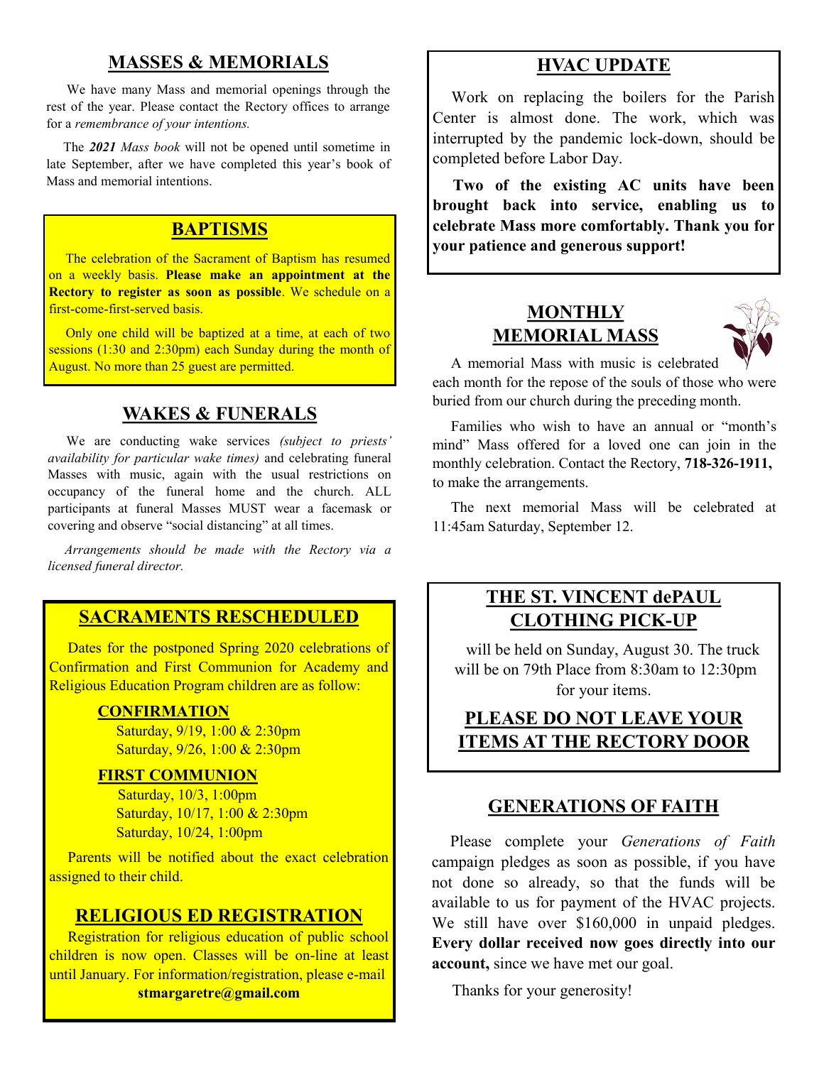## MASSES & MEMORIALS

We have many Mass and memorial openings through the rest of the year. Please contact the Rectory offices to arrange for a *remembrance of your intentions.*

The ***2021*** *Mass book* will not be opened until sometime in late September, after we have completed this year's book of Mass and memorial intentions.

## BAPTISMS

The celebration of the Sacrament of Baptism has resumed on a weekly basis. **Please make an appointment at the Rectory to register as soon as possible**. We schedule on a first-come-first-served basis.

Only one child will be baptized at a time, at each of two sessions (1:30 and 2:30pm) each Sunday during the month of August. No more than 25 guest are permitted.

## WAKES & FUNERALS

We are conducting wake services *(subject to priests' availability for particular wake times)* and celebrating funeral Masses with music, again with the usual restrictions on occupancy of the funeral home and the church. ALL participants at funeral Masses MUST wear a facemask or covering and observe "social distancing" at all times.

*Arrangements should be made with the Rectory via a licensed funeral director.*

## SACRAMENTS RESCHEDULED

Dates for the postponed Spring 2020 celebrations of Confirmation and First Communion for Academy and Religious Education Program children are as follow:

### CONFIRMATION

Saturday, 9/19, 1:00 & 2:30pm
Saturday, 9/26, 1:00 & 2:30pm

### FIRST COMMUNION

Saturday, 10/3, 1:00pm
Saturday, 10/17, 1:00 & 2:30pm
Saturday, 10/24, 1:00pm

Parents will be notified about the exact celebration assigned to their child.

## RELIGIOUS ED REGISTRATION

Registration for religious education of public school children is now open. Classes will be on-line at least until January. For information/registration, please e-mail **stmargaretre@gmail.com**

## HVAC UPDATE

Work on replacing the boilers for the Parish Center is almost done. The work, which was interrupted by the pandemic lock-down, should be completed before Labor Day.

**Two of the existing AC units have been brought back into service, enabling us to celebrate Mass more comfortably. Thank you for your patience and generous support!**

## MONTHLY MEMORIAL MASS

A memorial Mass with music is celebrated each month for the repose of the souls of those who were buried from our church during the preceding month.

Families who wish to have an annual or "month's mind" Mass offered for a loved one can join in the monthly celebration. Contact the Rectory, **718-326-1911,** to make the arrangements.

The next memorial Mass will be celebrated at 11:45am Saturday, September 12.

## THE ST. VINCENT dePAUL CLOTHING PICK-UP

will be held on Sunday, August 30. The truck will be on 79th Place from 8:30am to 12:30pm for your items.

## PLEASE DO NOT LEAVE YOUR ITEMS AT THE RECTORY DOOR

## GENERATIONS OF FAITH

Please complete your *Generations of Faith* campaign pledges as soon as possible, if you have not done so already, so that the funds will be available to us for payment of the HVAC projects. We still have over $160,000 in unpaid pledges. **Every dollar received now goes directly into our account,** since we have met our goal.

Thanks for your generosity!